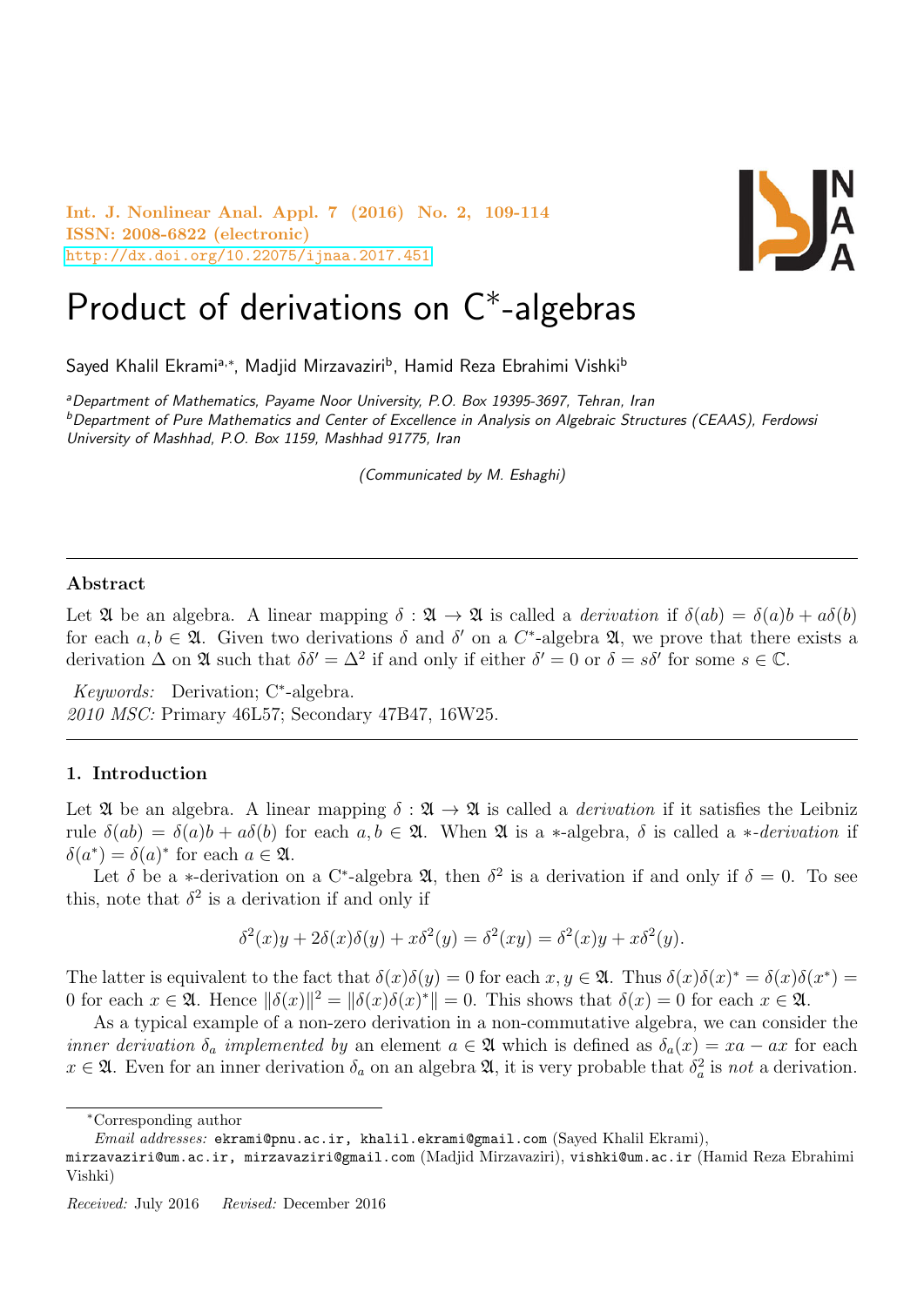# Product of derivations on C*-algebras

Sayed Khalil Ekrami[a,*], Madjid Mirzavaziri[b], Hamid Reza Ebrahimi Vishki[b]

[a]*Department of Mathematics, Payame Noor University, P.O. Box 19395-3697, Tehran, Iran*
[b]*Department of Pure Mathematics and Center of Excellence in Analysis on Algebraic Structures (CEAAS), Ferdowsi University of Mashhad, P.O. Box 1159, Mashhad 91775, Iran*

*(Communicated by M. Eshaghi)*

---

### Abstract

Let $\mathfrak{A}$ be an algebra. A linear mapping $\delta : \mathfrak{A} \to \mathfrak{A}$ is called a *derivation* if $\delta(ab) = \delta(a)b + a\delta(b)$ for each $a, b \in \mathfrak{A}$. Given two derivations $\delta$ and $\delta'$ on a $C^*$-algebra $\mathfrak{A}$, we prove that there exists a derivation $\Delta$ on $\mathfrak{A}$ such that $\delta\delta' = \Delta^2$ if and only if either $\delta' = 0$ or $\delta = s\delta'$ for some $s \in \mathbb{C}$.

*Keywords:* Derivation; C*-algebra.
*2010 MSC:* Primary 46L57; Secondary 47B47, 16W25.

---

## 1. Introduction

Let $\mathfrak{A}$ be an algebra. A linear mapping $\delta : \mathfrak{A} \to \mathfrak{A}$ is called a *derivation* if it satisfies the Leibniz rule $\delta(ab) = \delta(a)b + a\delta(b)$ for each $a, b \in \mathfrak{A}$. When $\mathfrak{A}$ is a $*$-algebra, $\delta$ is called a $*$*-derivation* if $\delta(a^*) = \delta(a)^*$ for each $a \in \mathfrak{A}$.

Let $\delta$ be a $*$-derivation on a C*-algebra $\mathfrak{A}$, then $\delta^2$ is a derivation if and only if $\delta = 0$. To see this, note that $\delta^2$ is a derivation if and only if

$$\delta^2(x)y + 2\delta(x)\delta(y) + x\delta^2(y) = \delta^2(xy) = \delta^2(x)y + x\delta^2(y).$$

The latter is equivalent to the fact that $\delta(x)\delta(y) = 0$ for each $x, y \in \mathfrak{A}$. Thus $\delta(x)\delta(x)^* = \delta(x)\delta(x^*) = 0$ for each $x \in \mathfrak{A}$. Hence $\|\delta(x)\|^2 = \|\delta(x)\delta(x)^*\| = 0$. This shows that $\delta(x) = 0$ for each $x \in \mathfrak{A}$.

As a typical example of a non-zero derivation in a non-commutative algebra, we can consider the *inner derivation* $\delta_a$ *implemented by* an element $a \in \mathfrak{A}$ which is defined as $\delta_a(x) = xa - ax$ for each $x \in \mathfrak{A}$. Even for an inner derivation $\delta_a$ on an algebra $\mathfrak{A}$, it is very probable that $\delta_a^2$ is *not* a derivation.

---

*Corresponding author

*Email addresses:* ekrami@pnu.ac.ir, khalil.ekrami@gmail.com (Sayed Khalil Ekrami), mirzavaziri@um.ac.ir, mirzavaziri@gmail.com (Madjid Mirzavaziri), vishki@um.ac.ir (Hamid Reza Ebrahimi Vishki)

*Received:* July 2016 *Revised:* December 2016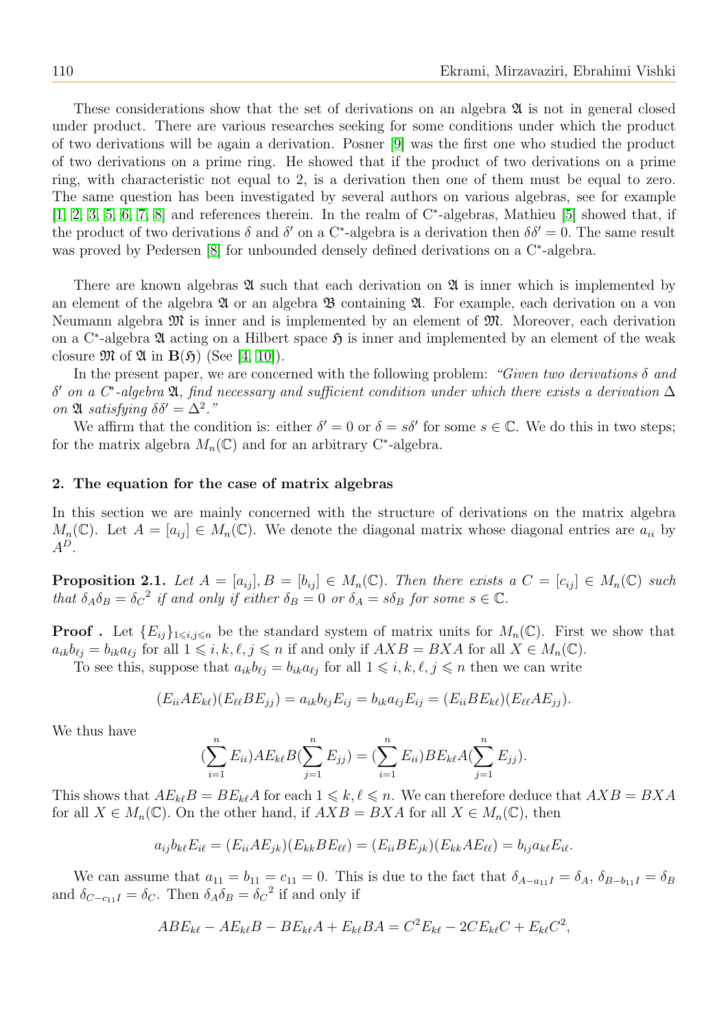These considerations show that the set of derivations on an algebra $\mathfrak{A}$ is not in general closed under product. There are various researches seeking for some conditions under which the product of two derivations will be again a derivation. Posner [9] was the first one who studied the product of two derivations on a prime ring. He showed that if the product of two derivations on a prime ring, with characteristic not equal to 2, is a derivation then one of them must be equal to zero. The same question has been investigated by several authors on various algebras, see for example [1, 2, 3, 5, 6, 7, 8] and references therein. In the realm of C*-algebras, Mathieu [5] showed that, if the product of two derivations $\delta$ and $\delta'$ on a C*-algebra is a derivation then $\delta\delta' = 0$. The same result was proved by Pedersen [8] for unbounded densely defined derivations on a C*-algebra.

There are known algebras $\mathfrak{A}$ such that each derivation on $\mathfrak{A}$ is inner which is implemented by an element of the algebra $\mathfrak{A}$ or an algebra $\mathfrak{B}$ containing $\mathfrak{A}$. For example, each derivation on a von Neumann algebra $\mathfrak{M}$ is inner and is implemented by an element of $\mathfrak{M}$. Moreover, each derivation on a C*-algebra $\mathfrak{A}$ acting on a Hilbert space $\mathfrak{H}$ is inner and implemented by an element of the weak closure $\mathfrak{M}$ of $\mathfrak{A}$ in $\mathbf{B}(\mathfrak{H})$ (See [4, 10]).

In the present paper, we are concerned with the following problem: *"Given two derivations $\delta$ and $\delta'$ on a C*-algebra $\mathfrak{A}$, find necessary and sufficient condition under which there exists a derivation $\Delta$ on $\mathfrak{A}$ satisfying $\delta\delta' = \Delta^2$."*

We affirm that the condition is: either $\delta' = 0$ or $\delta = s\delta'$ for some $s \in \mathbb{C}$. We do this in two steps; for the matrix algebra $M_n(\mathbb{C})$ and for an arbitrary C*-algebra.

## 2. The equation for the case of matrix algebras

In this section we are mainly concerned with the structure of derivations on the matrix algebra $M_n(\mathbb{C})$. Let $A = [a_{ij}] \in M_n(\mathbb{C})$. We denote the diagonal matrix whose diagonal entries are $a_{ii}$ by $A^D$.

**Proposition 2.1.** *Let $A = [a_{ij}], B = [b_{ij}] \in M_n(\mathbb{C})$. Then there exists a $C = [c_{ij}] \in M_n(\mathbb{C})$ such that $\delta_A\delta_B = {\delta_C}^2$ if and only if either $\delta_B = 0$ or $\delta_A = s\delta_B$ for some $s \in \mathbb{C}$.*

**Proof .** Let $\{E_{ij}\}_{1\leqslant i,j\leqslant n}$ be the standard system of matrix units for $M_n(\mathbb{C})$. First we show that $a_{ik}b_{\ell j} = b_{ik}a_{\ell j}$ for all $1 \leqslant i, k, \ell, j \leqslant n$ if and only if $AXB = BXA$ for all $X \in M_n(\mathbb{C})$.

To see this, suppose that $a_{ik}b_{\ell j} = b_{ik}a_{\ell j}$ for all $1 \leqslant i, k, \ell, j \leqslant n$ then we can write

$$(E_{ii}AE_{k\ell})(E_{\ell\ell}BE_{jj}) = a_{ik}b_{\ell j}E_{ij} = b_{ik}a_{\ell j}E_{ij} = (E_{ii}BE_{k\ell})(E_{\ell\ell}AE_{jj}).$$

We thus have

$$(\sum_{i=1}^{n} E_{ii})AE_{k\ell}B(\sum_{j=1}^{n} E_{jj}) = (\sum_{i=1}^{n} E_{ii})BE_{k\ell}A(\sum_{j=1}^{n} E_{jj}).$$

This shows that $AE_{k\ell}B = BE_{k\ell}A$ for each $1 \leqslant k, \ell \leqslant n$. We can therefore deduce that $AXB = BXA$ for all $X \in M_n(\mathbb{C})$. On the other hand, if $AXB = BXA$ for all $X \in M_n(\mathbb{C})$, then

$$a_{ij}b_{k\ell}E_{i\ell} = (E_{ii}AE_{jk})(E_{kk}BE_{\ell\ell}) = (E_{ii}BE_{jk})(E_{kk}AE_{\ell\ell}) = b_{ij}a_{k\ell}E_{i\ell}.$$

We can assume that $a_{11} = b_{11} = c_{11} = 0$. This is due to the fact that $\delta_{A-a_{11}I} = \delta_A$, $\delta_{B-b_{11}I} = \delta_B$ and $\delta_{C-c_{11}I} = \delta_C$. Then $\delta_A\delta_B = {\delta_C}^2$ if and only if

$$ABE_{k\ell} - AE_{k\ell}B - BE_{k\ell}A + E_{k\ell}BA = C^2E_{k\ell} - 2CE_{k\ell}C + E_{k\ell}C^2,$$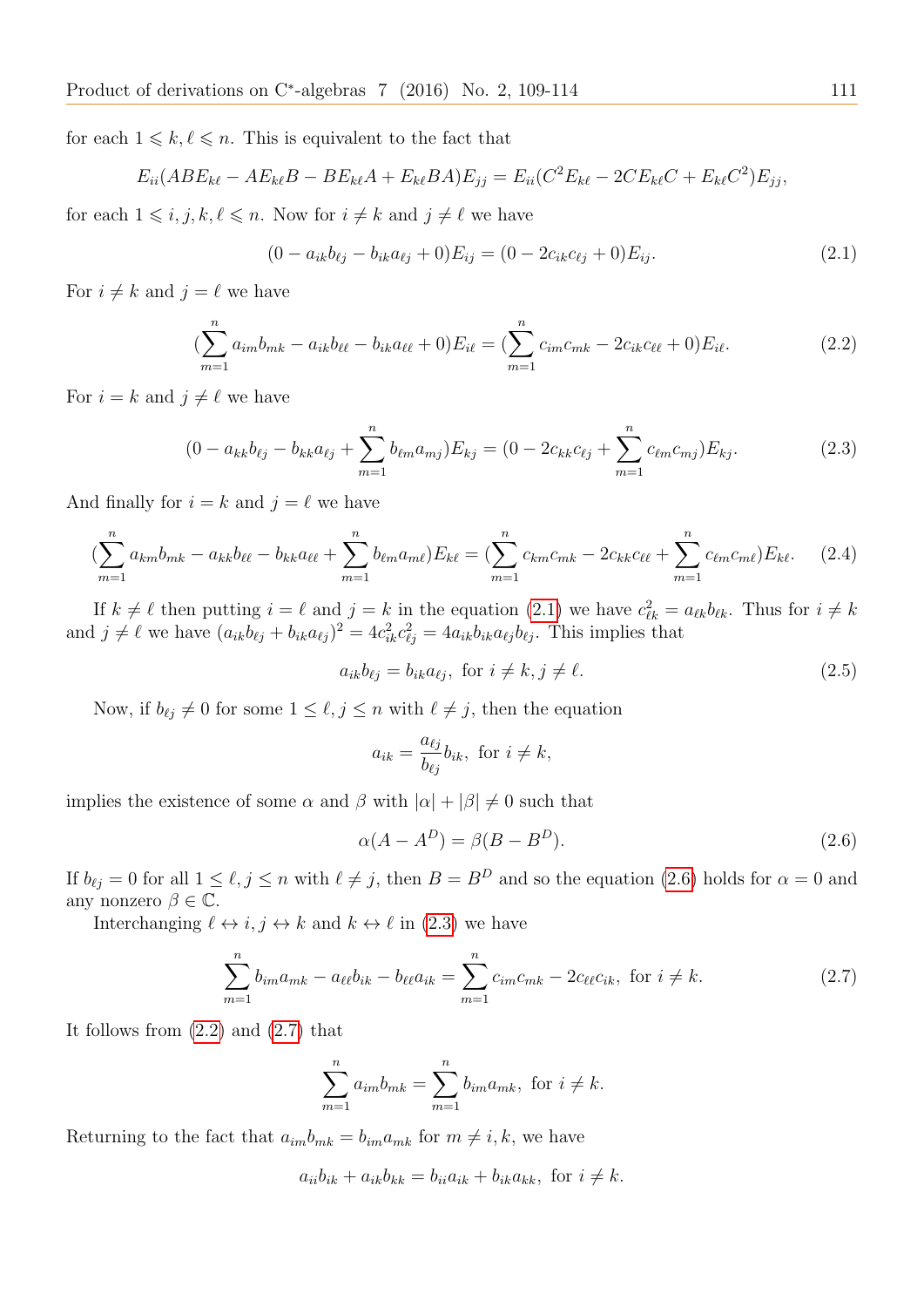for each $1 \leqslant k, \ell \leqslant n$. This is equivalent to the fact that

$$E_{ii}(ABE_{k\ell} - AE_{k\ell}B - BE_{k\ell}A + E_{k\ell}BA)E_{jj} = E_{ii}(C^2E_{k\ell} - 2CE_{k\ell}C + E_{k\ell}C^2)E_{jj},$$

for each $1 \leqslant i, j, k, \ell \leqslant n$. Now for $i \neq k$ and $j \neq \ell$ we have

$$(0 - a_{ik}b_{\ell j} - b_{ik}a_{\ell j} + 0)E_{ij} = (0 - 2c_{ik}c_{\ell j} + 0)E_{ij}. \tag{2.1}$$

For $i \neq k$ and $j = \ell$ we have

$$(\sum_{m=1}^{n} a_{im}b_{mk} - a_{ik}b_{\ell\ell} - b_{ik}a_{\ell\ell} + 0)E_{i\ell} = (\sum_{m=1}^{n} c_{im}c_{mk} - 2c_{ik}c_{\ell\ell} + 0)E_{i\ell}. \tag{2.2}$$

For $i = k$ and $j \neq \ell$ we have

$$(0 - a_{kk}b_{\ell j} - b_{kk}a_{\ell j} + \sum_{m=1}^{n} b_{\ell m}a_{mj})E_{kj} = (0 - 2c_{kk}c_{\ell j} + \sum_{m=1}^{n} c_{\ell m}c_{mj})E_{kj}. \tag{2.3}$$

And finally for $i = k$ and $j = \ell$ we have

$$(\sum_{m=1}^{n} a_{km}b_{mk} - a_{kk}b_{\ell\ell} - b_{kk}a_{\ell\ell} + \sum_{m=1}^{n} b_{\ell m}a_{m\ell})E_{k\ell} = (\sum_{m=1}^{n} c_{km}c_{mk} - 2c_{kk}c_{\ell\ell} + \sum_{m=1}^{n} c_{\ell m}c_{m\ell})E_{k\ell}. \tag{2.4}$$

If $k \neq \ell$ then putting $i = \ell$ and $j = k$ in the equation (2.1) we have $c_{\ell k}^2 = a_{\ell k}b_{\ell k}$. Thus for $i \neq k$ and $j \neq \ell$ we have $(a_{ik}b_{\ell j} + b_{ik}a_{\ell j})^2 = 4c_{ik}^2c_{\ell j}^2 = 4a_{ik}b_{ik}a_{\ell j}b_{\ell j}$. This implies that

$$a_{ik}b_{\ell j} = b_{ik}a_{\ell j}, \text{ for } i \neq k, j \neq \ell. \tag{2.5}$$

Now, if $b_{\ell j} \neq 0$ for some $1 \leq \ell, j \leq n$ with $\ell \neq j$, then the equation

$$a_{ik} = \frac{a_{\ell j}}{b_{\ell j}} b_{ik}, \text{ for } i \neq k,$$

implies the existence of some $\alpha$ and $\beta$ with $|\alpha| + |\beta| \neq 0$ such that

$$\alpha(A - A^D) = \beta(B - B^D). \tag{2.6}$$

If $b_{\ell j} = 0$ for all $1 \leq \ell, j \leq n$ with $\ell \neq j$, then $B = B^D$ and so the equation (2.6) holds for $\alpha = 0$ and any nonzero $\beta \in \mathbb{C}$.

Interchanging $\ell \leftrightarrow i, j \leftrightarrow k$ and $k \leftrightarrow \ell$ in (2.3) we have

$$\sum_{m=1}^{n} b_{im}a_{mk} - a_{\ell\ell}b_{ik} - b_{\ell\ell}a_{ik} = \sum_{m=1}^{n} c_{im}c_{mk} - 2c_{\ell\ell}c_{ik}, \text{ for } i \neq k. \tag{2.7}$$

It follows from (2.2) and (2.7) that

$$\sum_{m=1}^{n} a_{im}b_{mk} = \sum_{m=1}^{n} b_{im}a_{mk}, \text{ for } i \neq k.$$

Returning to the fact that $a_{im}b_{mk} = b_{im}a_{mk}$ for $m \neq i, k$, we have

$$a_{ii}b_{ik} + a_{ik}b_{kk} = b_{ii}a_{ik} + b_{ik}a_{kk}, \text{ for } i \neq k.$$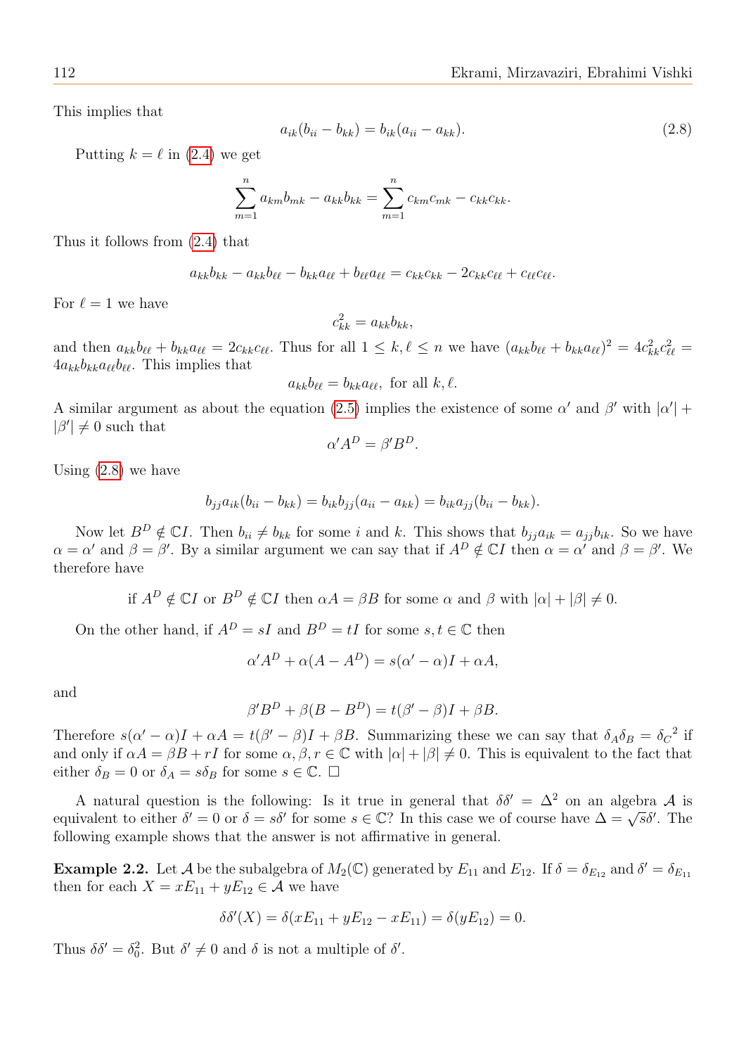This implies that

$$a_{ik}(b_{ii} - b_{kk}) = b_{ik}(a_{ii} - a_{kk}). \tag{2.8}$$

Putting $k = \ell$ in (2.4) we get

$$\sum_{m=1}^{n} a_{km}b_{mk} - a_{kk}b_{kk} = \sum_{m=1}^{n} c_{km}c_{mk} - c_{kk}c_{kk}.$$

Thus it follows from (2.4) that

$$a_{kk}b_{kk} - a_{kk}b_{\ell\ell} - b_{kk}a_{\ell\ell} + b_{\ell\ell}a_{\ell\ell} = c_{kk}c_{kk} - 2c_{kk}c_{\ell\ell} + c_{\ell\ell}c_{\ell\ell}.$$

For $\ell = 1$ we have

$$c_{kk}^2 = a_{kk}b_{kk},$$

and then $a_{kk}b_{\ell\ell} + b_{kk}a_{\ell\ell} = 2c_{kk}c_{\ell\ell}$. Thus for all $1 \leq k, \ell \leq n$ we have $(a_{kk}b_{\ell\ell} + b_{kk}a_{\ell\ell})^2 = 4c_{kk}^2c_{\ell\ell}^2 = 4a_{kk}b_{kk}a_{\ell\ell}b_{\ell\ell}$. This implies that

$$a_{kk}b_{\ell\ell} = b_{kk}a_{\ell\ell}, \text{ for all } k, \ell.$$

A similar argument as about the equation (2.5) implies the existence of some $\alpha'$ and $\beta'$ with $|\alpha'| + |\beta'| \neq 0$ such that

$$\alpha' A^D = \beta' B^D.$$

Using (2.8) we have

$$b_{jj}a_{ik}(b_{ii} - b_{kk}) = b_{ik}b_{jj}(a_{ii} - a_{kk}) = b_{ik}a_{jj}(b_{ii} - b_{kk}).$$

Now let $B^D \notin \mathbb{C}I$. Then $b_{ii} \neq b_{kk}$ for some $i$ and $k$. This shows that $b_{jj}a_{ik} = a_{jj}b_{ik}$. So we have $\alpha = \alpha'$ and $\beta = \beta'$. By a similar argument we can say that if $A^D \notin \mathbb{C}I$ then $\alpha = \alpha'$ and $\beta = \beta'$. We therefore have

$$\text{if } A^D \notin \mathbb{C}I \text{ or } B^D \notin \mathbb{C}I \text{ then } \alpha A = \beta B \text{ for some } \alpha \text{ and } \beta \text{ with } |\alpha| + |\beta| \neq 0.$$

On the other hand, if $A^D = sI$ and $B^D = tI$ for some $s, t \in \mathbb{C}$ then

$$\alpha' A^D + \alpha(A - A^D) = s(\alpha' - \alpha)I + \alpha A,$$

and

$$\beta' B^D + \beta(B - B^D) = t(\beta' - \beta)I + \beta B.$$

Therefore $s(\alpha' - \alpha)I + \alpha A = t(\beta' - \beta)I + \beta B$. Summarizing these we can say that $\delta_A\delta_B = {\delta_C}^2$ if and only if $\alpha A = \beta B + rI$ for some $\alpha, \beta, r \in \mathbb{C}$ with $|\alpha| + |\beta| \neq 0$. This is equivalent to the fact that either $\delta_B = 0$ or $\delta_A = s\delta_B$ for some $s \in \mathbb{C}$. □

A natural question is the following: Is it true in general that $\delta\delta' = \Delta^2$ on an algebra $\mathcal{A}$ is equivalent to either $\delta' = 0$ or $\delta = s\delta'$ for some $s \in \mathbb{C}$? In this case we of course have $\Delta = \sqrt{s}\delta'$. The following example shows that the answer is not affirmative in general.

**Example 2.2.** Let $\mathcal{A}$ be the subalgebra of $M_2(\mathbb{C})$ generated by $E_{11}$ and $E_{12}$. If $\delta = \delta_{E_{12}}$ and $\delta' = \delta_{E_{11}}$ then for each $X = xE_{11} + yE_{12} \in \mathcal{A}$ we have

$$\delta\delta'(X) = \delta(xE_{11} + yE_{12} - xE_{11}) = \delta(yE_{12}) = 0.$$

Thus $\delta\delta' = \delta_0^2$. But $\delta' \neq 0$ and $\delta$ is not a multiple of $\delta'$.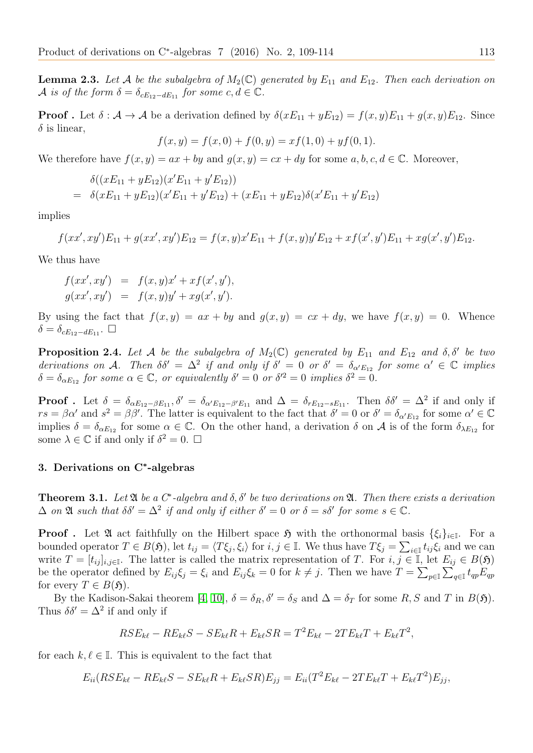**Lemma 2.3.** *Let $\mathcal{A}$ be the subalgebra of $M_2(\mathbb{C})$ generated by $E_{11}$ and $E_{12}$. Then each derivation on $\mathcal{A}$ is of the form $\delta = \delta_{cE_{12}-dE_{11}}$ for some $c, d \in \mathbb{C}$.*

**Proof .** Let $\delta : \mathcal{A} \to \mathcal{A}$ be a derivation defined by $\delta(xE_{11} + yE_{12}) = f(x, y)E_{11} + g(x, y)E_{12}$. Since $\delta$ is linear,

$$f(x, y) = f(x, 0) + f(0, y) = xf(1, 0) + yf(0, 1).$$

We therefore have $f(x, y) = ax + by$ and $g(x, y) = cx + dy$ for some $a, b, c, d \in \mathbb{C}$. Moreover,

$$\begin{aligned}
&\delta((xE_{11} + yE_{12})(x'E_{11} + y'E_{12})) \\
=\ & \delta(xE_{11} + yE_{12})(x'E_{11} + y'E_{12}) + (xE_{11} + yE_{12})\delta(x'E_{11} + y'E_{12})
\end{aligned}$$

implies

$$f(xx', xy')E_{11} + g(xx', xy')E_{12} = f(x, y)x'E_{11} + f(x, y)y'E_{12} + xf(x', y')E_{11} + xg(x', y')E_{12}.$$

We thus have

$$\begin{aligned}
f(xx', xy') &= f(x, y)x' + xf(x', y'), \\
g(xx', xy') &= f(x, y)y' + xg(x', y').
\end{aligned}$$

By using the fact that $f(x, y) = ax + by$ and $g(x, y) = cx + dy$, we have $f(x, y) = 0$. Whence $\delta = \delta_{cE_{12}-dE_{11}}$. $\square$

**Proposition 2.4.** *Let $\mathcal{A}$ be the subalgebra of $M_2(\mathbb{C})$ generated by $E_{11}$ and $E_{12}$ and $\delta, \delta'$ be two derivations on $\mathcal{A}$. Then $\delta\delta' = \Delta^2$ if and only if $\delta' = 0$ or $\delta' = \delta_{\alpha' E_{12}}$ for some $\alpha' \in \mathbb{C}$ implies $\delta = \delta_{\alpha E_{12}}$ for some $\alpha \in \mathbb{C}$, or equivalently $\delta' = 0$ or $\delta'^2 = 0$ implies $\delta^2 = 0$.*

**Proof .** Let $\delta = \delta_{\alpha E_{12}-\beta E_{11}}, \delta' = \delta_{\alpha' E_{12}-\beta' E_{11}}$ and $\Delta = \delta_{rE_{12}-sE_{11}}$. Then $\delta\delta' = \Delta^2$ if and only if $rs = \beta\alpha'$ and $s^2 = \beta\beta'$. The latter is equivalent to the fact that $\delta' = 0$ or $\delta' = \delta_{\alpha' E_{12}}$ for some $\alpha' \in \mathbb{C}$ implies $\delta = \delta_{\alpha E_{12}}$ for some $\alpha \in \mathbb{C}$. On the other hand, a derivation $\delta$ on $\mathcal{A}$ is of the form $\delta_{\lambda E_{12}}$ for some $\lambda \in \mathbb{C}$ if and only if $\delta^2 = 0$. $\square$

## 3. Derivations on C*-algebras

**Theorem 3.1.** *Let $\mathfrak{A}$ be a C*-algebra and $\delta, \delta'$ be two derivations on $\mathfrak{A}$. Then there exists a derivation $\Delta$ on $\mathfrak{A}$ such that $\delta\delta' = \Delta^2$ if and only if either $\delta' = 0$ or $\delta = s\delta'$ for some $s \in \mathbb{C}$.*

**Proof .** Let $\mathfrak{A}$ act faithfully on the Hilbert space $\mathfrak{H}$ with the orthonormal basis $\{\xi_i\}_{i\in\mathbb{I}}$. For a bounded operator $T \in B(\mathfrak{H})$, let $t_{ij} = \langle T\xi_j, \xi_i\rangle$ for $i, j \in \mathbb{I}$. We thus have $T\xi_j = \sum_{i\in\mathbb{I}} t_{ij}\xi_i$ and we can write $T = [t_{ij}]_{i,j\in\mathbb{I}}$. The latter is called the matrix representation of $T$. For $i, j \in \mathbb{I}$, let $E_{ij} \in B(\mathfrak{H})$ be the operator defined by $E_{ij}\xi_j = \xi_i$ and $E_{ij}\xi_k = 0$ for $k \neq j$. Then we have $T = \sum_{p\in\mathbb{I}}\sum_{q\in\mathbb{I}} t_{qp}E_{qp}$ for every $T \in B(\mathfrak{H})$.

By the Kadison-Sakai theorem [4, 10], $\delta = \delta_R, \delta' = \delta_S$ and $\Delta = \delta_T$ for some $R, S$ and $T$ in $B(\mathfrak{H})$. Thus $\delta\delta' = \Delta^2$ if and only if

$$RSE_{k\ell} - RE_{k\ell}S - SE_{k\ell}R + E_{k\ell}SR = T^2E_{k\ell} - 2TE_{k\ell}T + E_{k\ell}T^2,$$

for each $k, \ell \in \mathbb{I}$. This is equivalent to the fact that

$$E_{ii}(RSE_{k\ell} - RE_{k\ell}S - SE_{k\ell}R + E_{k\ell}SR)E_{jj} = E_{ii}(T^2E_{k\ell} - 2TE_{k\ell}T + E_{k\ell}T^2)E_{jj},$$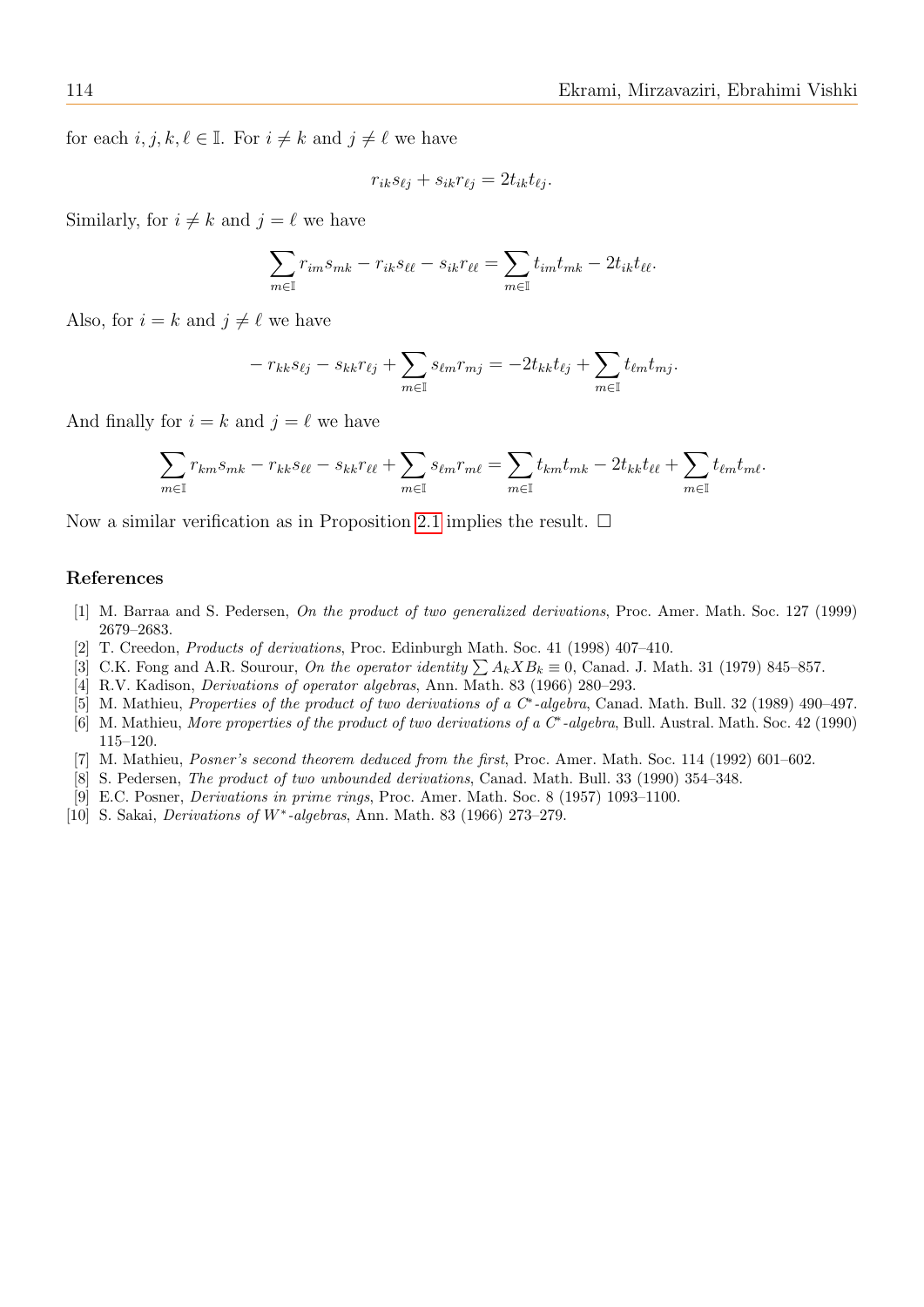for each $i, j, k, \ell \in \mathbb{I}$. For $i \neq k$ and $j \neq \ell$ we have

$$r_{ik}s_{\ell j} + s_{ik}r_{\ell j} = 2t_{ik}t_{\ell j}.$$

Similarly, for $i \neq k$ and $j = \ell$ we have

$$\sum_{m\in\mathbb{I}} r_{im}s_{mk} - r_{ik}s_{\ell\ell} - s_{ik}r_{\ell\ell} = \sum_{m\in\mathbb{I}} t_{im}t_{mk} - 2t_{ik}t_{\ell\ell}.$$

Also, for $i = k$ and $j \neq \ell$ we have

$$-r_{kk}s_{\ell j} - s_{kk}r_{\ell j} + \sum_{m\in\mathbb{I}} s_{\ell m}r_{mj} = -2t_{kk}t_{\ell j} + \sum_{m\in\mathbb{I}} t_{\ell m}t_{mj}.$$

And finally for $i = k$ and $j = \ell$ we have

$$\sum_{m\in\mathbb{I}} r_{km}s_{mk} - r_{kk}s_{\ell\ell} - s_{kk}r_{\ell\ell} + \sum_{m\in\mathbb{I}} s_{\ell m}r_{m\ell} = \sum_{m\in\mathbb{I}} t_{km}t_{mk} - 2t_{kk}t_{\ell\ell} + \sum_{m\in\mathbb{I}} t_{\ell m}t_{m\ell}.$$

Now a similar verification as in Proposition 2.1 implies the result. □

## References

[1] M. Barraa and S. Pedersen, *On the product of two generalized derivations*, Proc. Amer. Math. Soc. 127 (1999) 2679–2683.

[2] T. Creedon, *Products of derivations*, Proc. Edinburgh Math. Soc. 41 (1998) 407–410.

[3] C.K. Fong and A.R. Sourour, *On the operator identity $\sum A_k X B_k \equiv 0$*, Canad. J. Math. 31 (1979) 845–857.

[4] R.V. Kadison, *Derivations of operator algebras*, Ann. Math. 83 (1966) 280–293.

[5] M. Mathieu, *Properties of the product of two derivations of a C\*-algebra*, Canad. Math. Bull. 32 (1989) 490–497.

[6] M. Mathieu, *More properties of the product of two derivations of a C\*-algebra*, Bull. Austral. Math. Soc. 42 (1990) 115–120.

[7] M. Mathieu, *Posner's second theorem deduced from the first*, Proc. Amer. Math. Soc. 114 (1992) 601–602.

[8] S. Pedersen, *The product of two unbounded derivations*, Canad. Math. Bull. 33 (1990) 354–348.

[9] E.C. Posner, *Derivations in prime rings*, Proc. Amer. Math. Soc. 8 (1957) 1093–1100.

[10] S. Sakai, *Derivations of $W^*$-algebras*, Ann. Math. 83 (1966) 273–279.